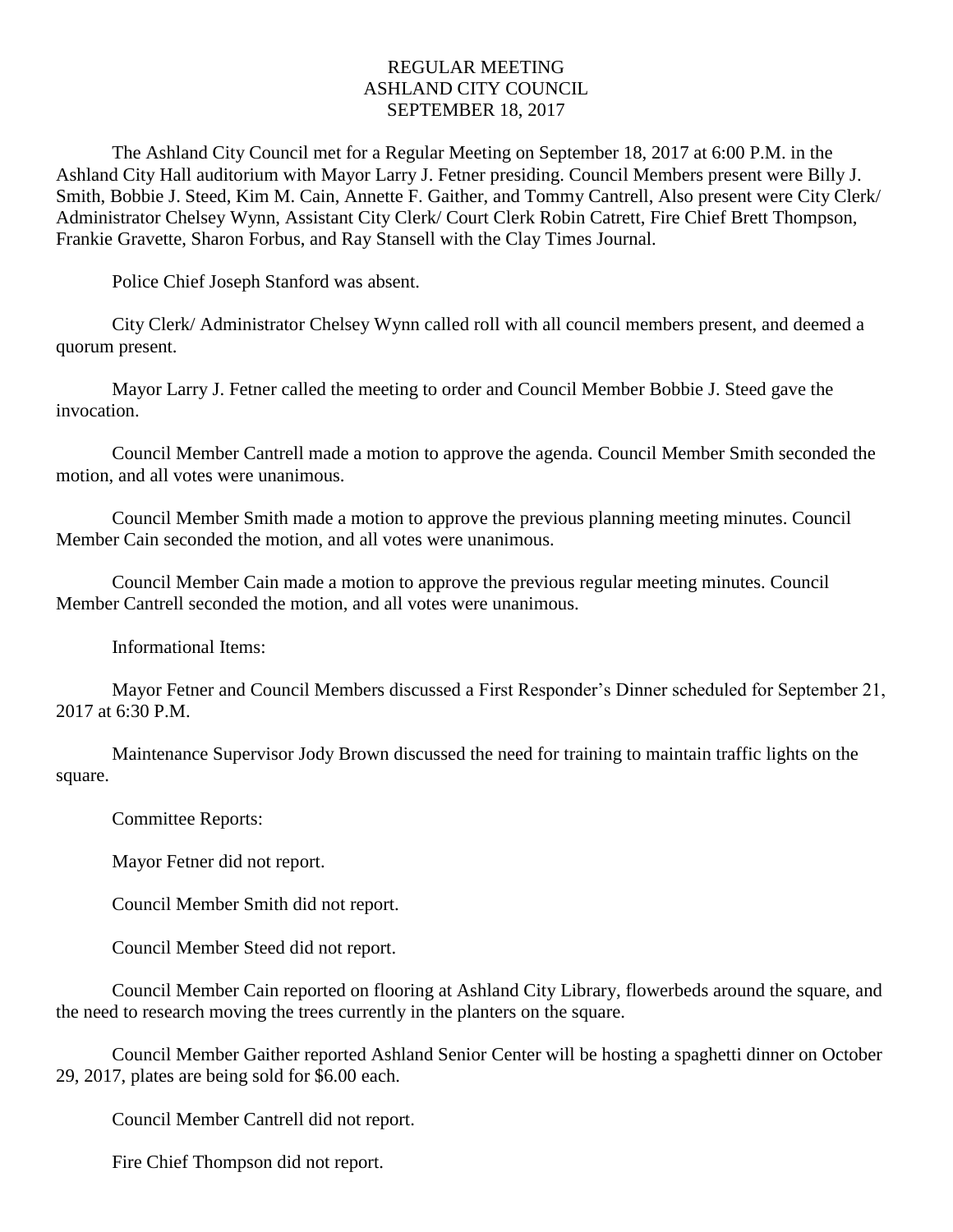# REGULAR MEETING
# ASHLAND CITY COUNCIL
# SEPTEMBER 18, 2017

The Ashland City Council met for a Regular Meeting on September 18, 2017 at 6:00 P.M. in the Ashland City Hall auditorium with Mayor Larry J. Fetner presiding. Council Members present were Billy J. Smith, Bobbie J. Steed, Kim M. Cain, Annette F. Gaither, and Tommy Cantrell, Also present were City Clerk/ Administrator Chelsey Wynn, Assistant City Clerk/ Court Clerk Robin Catrett, Fire Chief Brett Thompson, Frankie Gravette, Sharon Forbus, and Ray Stansell with the Clay Times Journal.

Police Chief Joseph Stanford was absent.

City Clerk/ Administrator Chelsey Wynn called roll with all council members present, and deemed a quorum present.

Mayor Larry J. Fetner called the meeting to order and Council Member Bobbie J. Steed gave the invocation.

Council Member Cantrell made a motion to approve the agenda. Council Member Smith seconded the motion, and all votes were unanimous.

Council Member Smith made a motion to approve the previous planning meeting minutes. Council Member Cain seconded the motion, and all votes were unanimous.

Council Member Cain made a motion to approve the previous regular meeting minutes. Council Member Cantrell seconded the motion, and all votes were unanimous.

Informational Items:

Mayor Fetner and Council Members discussed a First Responder's Dinner scheduled for September 21, 2017 at 6:30 P.M.

Maintenance Supervisor Jody Brown discussed the need for training to maintain traffic lights on the square.

Committee Reports:

Mayor Fetner did not report.

Council Member Smith did not report.

Council Member Steed did not report.

Council Member Cain reported on flooring at Ashland City Library, flowerbeds around the square, and the need to research moving the trees currently in the planters on the square.

Council Member Gaither reported Ashland Senior Center will be hosting a spaghetti dinner on October 29, 2017, plates are being sold for $6.00 each.

Council Member Cantrell did not report.

Fire Chief Thompson did not report.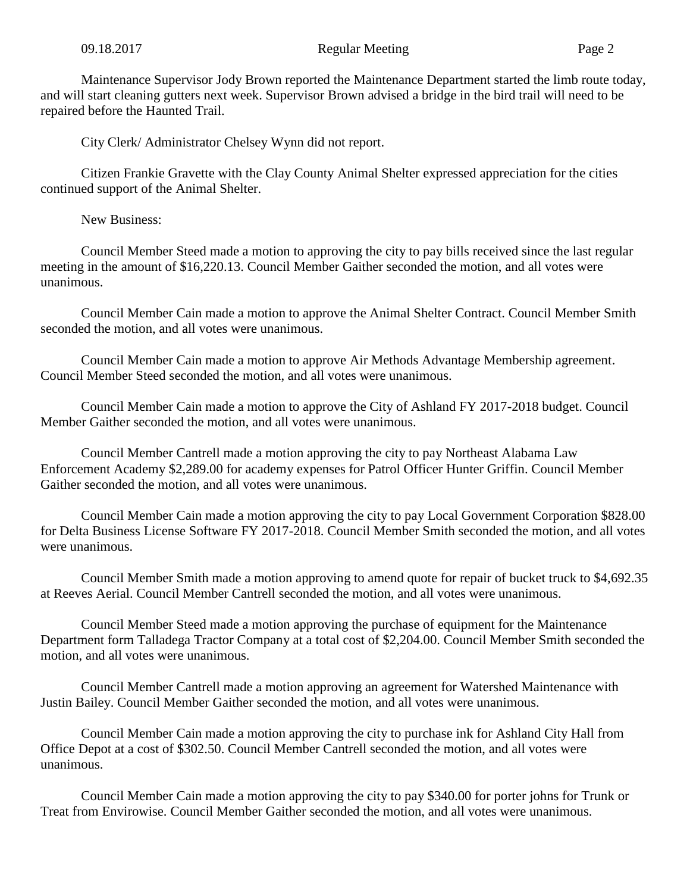Maintenance Supervisor Jody Brown reported the Maintenance Department started the limb route today, and will start cleaning gutters next week. Supervisor Brown advised a bridge in the bird trail will need to be repaired before the Haunted Trail.

City Clerk/ Administrator Chelsey Wynn did not report.

Citizen Frankie Gravette with the Clay County Animal Shelter expressed appreciation for the cities continued support of the Animal Shelter.

New Business:

Council Member Steed made a motion to approving the city to pay bills received since the last regular meeting in the amount of $16,220.13. Council Member Gaither seconded the motion, and all votes were unanimous.

Council Member Cain made a motion to approve the Animal Shelter Contract. Council Member Smith seconded the motion, and all votes were unanimous.

Council Member Cain made a motion to approve Air Methods Advantage Membership agreement. Council Member Steed seconded the motion, and all votes were unanimous.

Council Member Cain made a motion to approve the City of Ashland FY 2017-2018 budget. Council Member Gaither seconded the motion, and all votes were unanimous.

Council Member Cantrell made a motion approving the city to pay Northeast Alabama Law Enforcement Academy $2,289.00 for academy expenses for Patrol Officer Hunter Griffin. Council Member Gaither seconded the motion, and all votes were unanimous.

Council Member Cain made a motion approving the city to pay Local Government Corporation $828.00 for Delta Business License Software FY 2017-2018. Council Member Smith seconded the motion, and all votes were unanimous.

Council Member Smith made a motion approving to amend quote for repair of bucket truck to $4,692.35 at Reeves Aerial. Council Member Cantrell seconded the motion, and all votes were unanimous.

Council Member Steed made a motion approving the purchase of equipment for the Maintenance Department form Talladega Tractor Company at a total cost of $2,204.00. Council Member Smith seconded the motion, and all votes were unanimous.

Council Member Cantrell made a motion approving an agreement for Watershed Maintenance with Justin Bailey. Council Member Gaither seconded the motion, and all votes were unanimous.

Council Member Cain made a motion approving the city to purchase ink for Ashland City Hall from Office Depot at a cost of $302.50. Council Member Cantrell seconded the motion, and all votes were unanimous.

Council Member Cain made a motion approving the city to pay $340.00 for porter johns for Trunk or Treat from Envirowise. Council Member Gaither seconded the motion, and all votes were unanimous.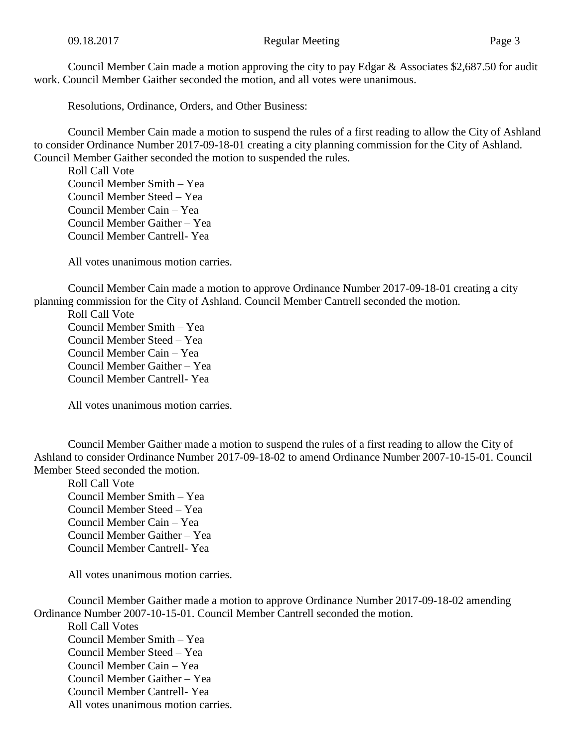Council Member Cain made a motion approving the city to pay Edgar & Associates $2,687.50 for audit work. Council Member Gaither seconded the motion, and all votes were unanimous.

Resolutions, Ordinance, Orders, and Other Business:

Council Member Cain made a motion to suspend the rules of a first reading to allow the City of Ashland to consider Ordinance Number 2017-09-18-01 creating a city planning commission for the City of Ashland. Council Member Gaither seconded the motion to suspended the rules.

Roll Call Vote
Council Member Smith – Yea
Council Member Steed – Yea
Council Member Cain – Yea
Council Member Gaither – Yea
Council Member Cantrell- Yea

All votes unanimous motion carries.

Council Member Cain made a motion to approve Ordinance Number 2017-09-18-01 creating a city planning commission for the City of Ashland. Council Member Cantrell seconded the motion.

Roll Call Vote
Council Member Smith – Yea
Council Member Steed – Yea
Council Member Cain – Yea
Council Member Gaither – Yea
Council Member Cantrell- Yea

All votes unanimous motion carries.

Council Member Gaither made a motion to suspend the rules of a first reading to allow the City of Ashland to consider Ordinance Number 2017-09-18-02 to amend Ordinance Number 2007-10-15-01. Council Member Steed seconded the motion.

Roll Call Vote
Council Member Smith – Yea
Council Member Steed – Yea
Council Member Cain – Yea
Council Member Gaither – Yea
Council Member Cantrell- Yea

All votes unanimous motion carries.

Council Member Gaither made a motion to approve Ordinance Number 2017-09-18-02 amending Ordinance Number 2007-10-15-01. Council Member Cantrell seconded the motion.

Roll Call Votes
Council Member Smith – Yea
Council Member Steed – Yea
Council Member Cain – Yea
Council Member Gaither – Yea
Council Member Cantrell- Yea
All votes unanimous motion carries.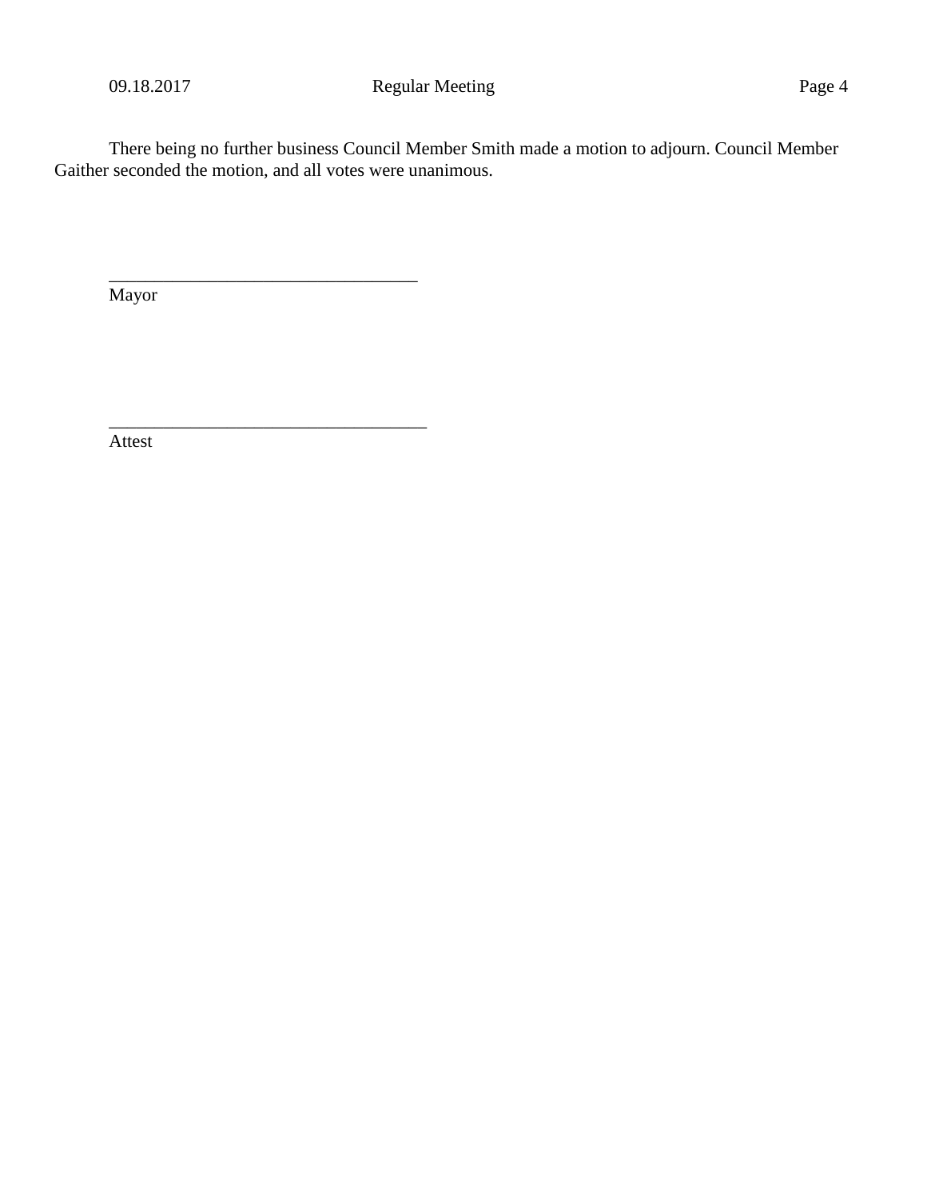There being no further business Council Member Smith made a motion to adjourn. Council Member Gaither seconded the motion, and all votes were unanimous.

___________________________________
Mayor

____________________________________
Attest